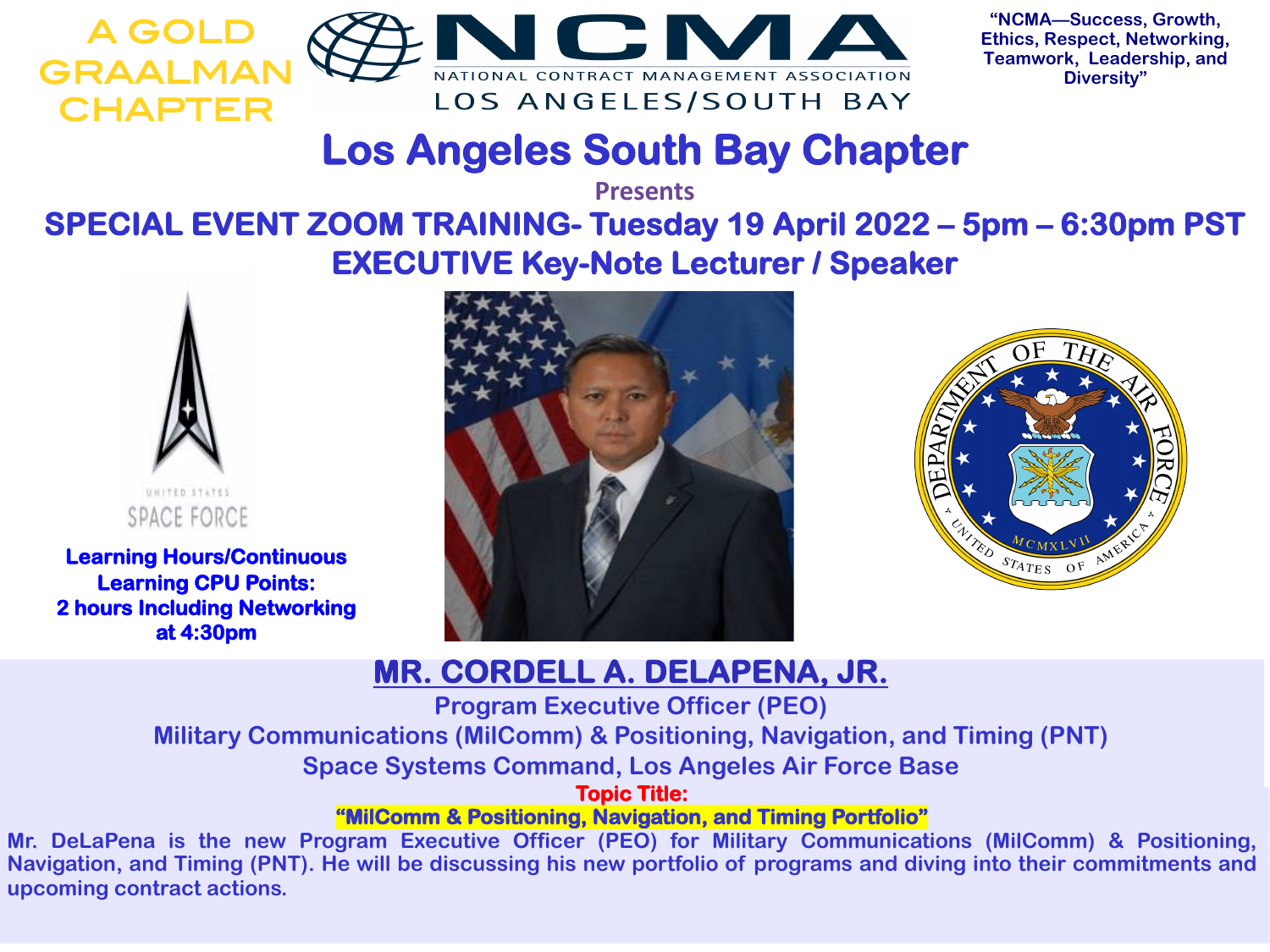A GOLD GRAALMAN CHAPTER

NCMA
NATIONAL CONTRACT MANAGEMENT ASSOCIATION
LOS ANGELES/SOUTH BAY

**"NCMA—Success, Growth, Ethics, Respect, Networking, Teamwork, Leadership, and Diversity"**

# Los Angeles South Bay Chapter

**Presents**

## SPECIAL EVENT ZOOM TRAINING- Tuesday 19 April 2022 – 5pm – 6:30pm PST

## EXECUTIVE Key-Note Lecturer / Speaker

UNITED STATES SPACE FORCE

**Learning Hours/Continuous Learning CPU Points: 2 hours Including Networking at 4:30pm**

DEPARTMENT OF THE AIR FORCE · UNITED STATES OF AMERICA · MCMXLVII

## MR. CORDELL A. DELAPENA, JR.

**Program Executive Officer (PEO)**

**Military Communications (MilComm) & Positioning, Navigation, and Timing (PNT)**

**Space Systems Command, Los Angeles Air Force Base**

**Topic Title:**

**"MilComm & Positioning, Navigation, and Timing Portfolio"**

**Mr. DeLaPena is the new Program Executive Officer (PEO) for Military Communications (MilComm) & Positioning, Navigation, and Timing (PNT). He will be discussing his new portfolio of programs and diving into their commitments and upcoming contract actions.**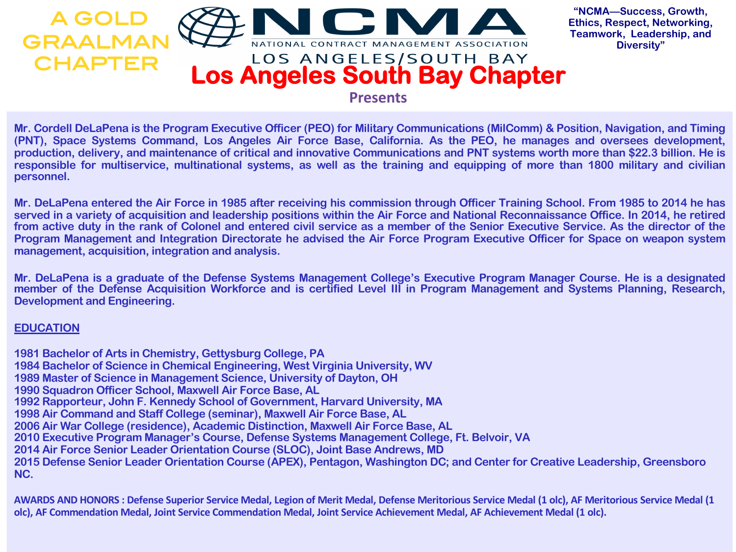A GOLD GRAALMAN CHAPTER

NCMA
NATIONAL CONTRACT MANAGEMENT ASSOCIATION
LOS ANGELES/SOUTH BAY

"NCMA—Success, Growth, Ethics, Respect, Networking, Teamwork, Leadership, and Diversity"

# Los Angeles South Bay Chapter

**Presents**

**Mr. Cordell DeLaPena is the Program Executive Officer (PEO) for Military Communications (MilComm) & Position, Navigation, and Timing (PNT), Space Systems Command, Los Angeles Air Force Base, California. As the PEO, he manages and oversees development, production, delivery, and maintenance of critical and innovative Communications and PNT systems worth more than $22.3 billion. He is responsible for multiservice, multinational systems, as well as the training and equipping of more than 1800 military and civilian personnel.**

**Mr. DeLaPena entered the Air Force in 1985 after receiving his commission through Officer Training School. From 1985 to 2014 he has served in a variety of acquisition and leadership positions within the Air Force and National Reconnaissance Office. In 2014, he retired from active duty in the rank of Colonel and entered civil service as a member of the Senior Executive Service. As the director of the Program Management and Integration Directorate he advised the Air Force Program Executive Officer for Space on weapon system management, acquisition, integration and analysis.**

**Mr. DeLaPena is a graduate of the Defense Systems Management College's Executive Program Manager Course. He is a designated member of the Defense Acquisition Workforce and is certified Level III in Program Management and Systems Planning, Research, Development and Engineering.**

**EDUCATION**

**1981 Bachelor of Arts in Chemistry, Gettysburg College, PA**
**1984 Bachelor of Science in Chemical Engineering, West Virginia University, WV**
**1989 Master of Science in Management Science, University of Dayton, OH**
**1990 Squadron Officer School, Maxwell Air Force Base, AL**
**1992 Rapporteur, John F. Kennedy School of Government, Harvard University, MA**
**1998 Air Command and Staff College (seminar), Maxwell Air Force Base, AL**
**2006 Air War College (residence), Academic Distinction, Maxwell Air Force Base, AL**
**2010 Executive Program Manager's Course, Defense Systems Management College, Ft. Belvoir, VA**
**2014 Air Force Senior Leader Orientation Course (SLOC), Joint Base Andrews, MD**
**2015 Defense Senior Leader Orientation Course (APEX), Pentagon, Washington DC; and Center for Creative Leadership, Greensboro NC.**

**AWARDS AND HONORS : Defense Superior Service Medal, Legion of Merit Medal, Defense Meritorious Service Medal (1 olc), AF Meritorious Service Medal (1 olc), AF Commendation Medal, Joint Service Commendation Medal, Joint Service Achievement Medal, AF Achievement Medal (1 olc).**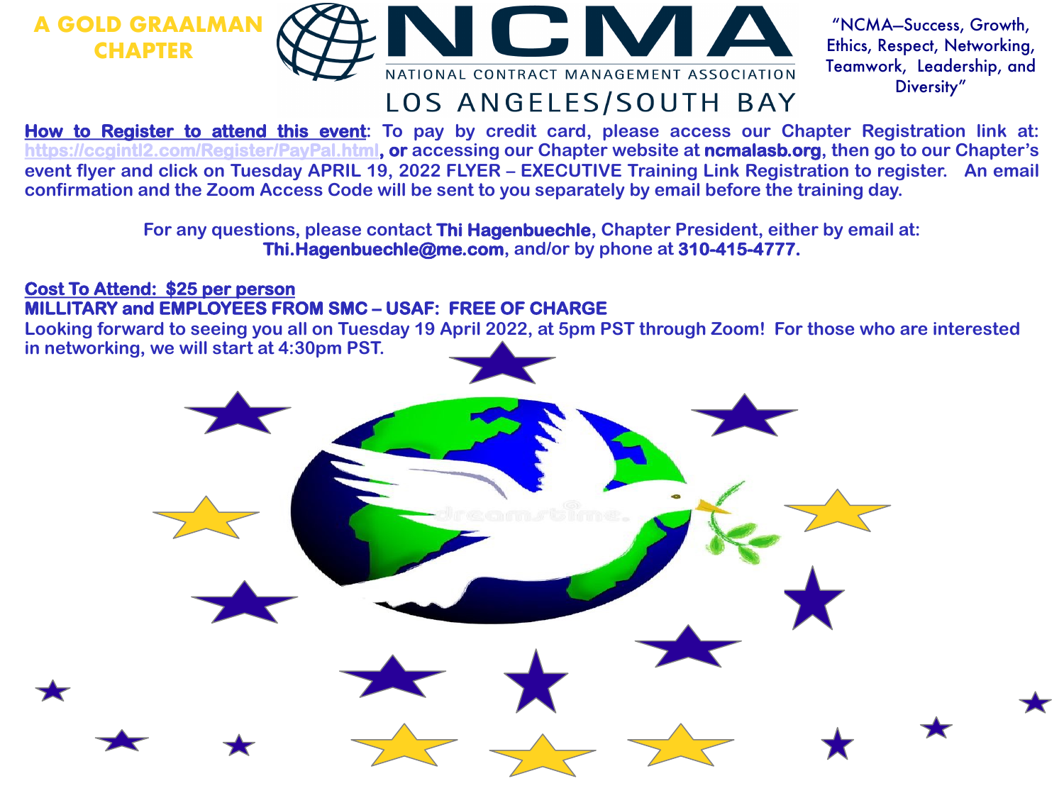A GOLD GRAALMAN CHAPTER

# NCMA

NATIONAL CONTRACT MANAGEMENT ASSOCIATION

LOS ANGELES/SOUTH BAY

"NCMA—Success, Growth, Ethics, Respect, Networking, Teamwork, Leadership, and Diversity"

**How to Register to attend this event**: To pay by credit card, please access our Chapter Registration link at: https://ccgintl2.com/Register/PayPal.html, or accessing our Chapter website at **ncmalasb.org**, then go to our Chapter's event flyer and click on Tuesday APRIL 19, 2022 FLYER – EXECUTIVE Training Link Registration to register. An email confirmation and the Zoom Access Code will be sent to you separately by email before the training day.

For any questions, please contact **Thi Hagenbuechle**, Chapter President, either by email at: **Thi.Hagenbuechle@me.com**, and/or by phone at **310-415-4777.**

**Cost To Attend: $25 per person**

**MILLITARY and EMPLOYEES FROM SMC – USAF: FREE OF CHARGE**

Looking forward to seeing you all on Tuesday 19 April 2022, at 5pm PST through Zoom! For those who are interested in networking, we will start at 4:30pm PST.